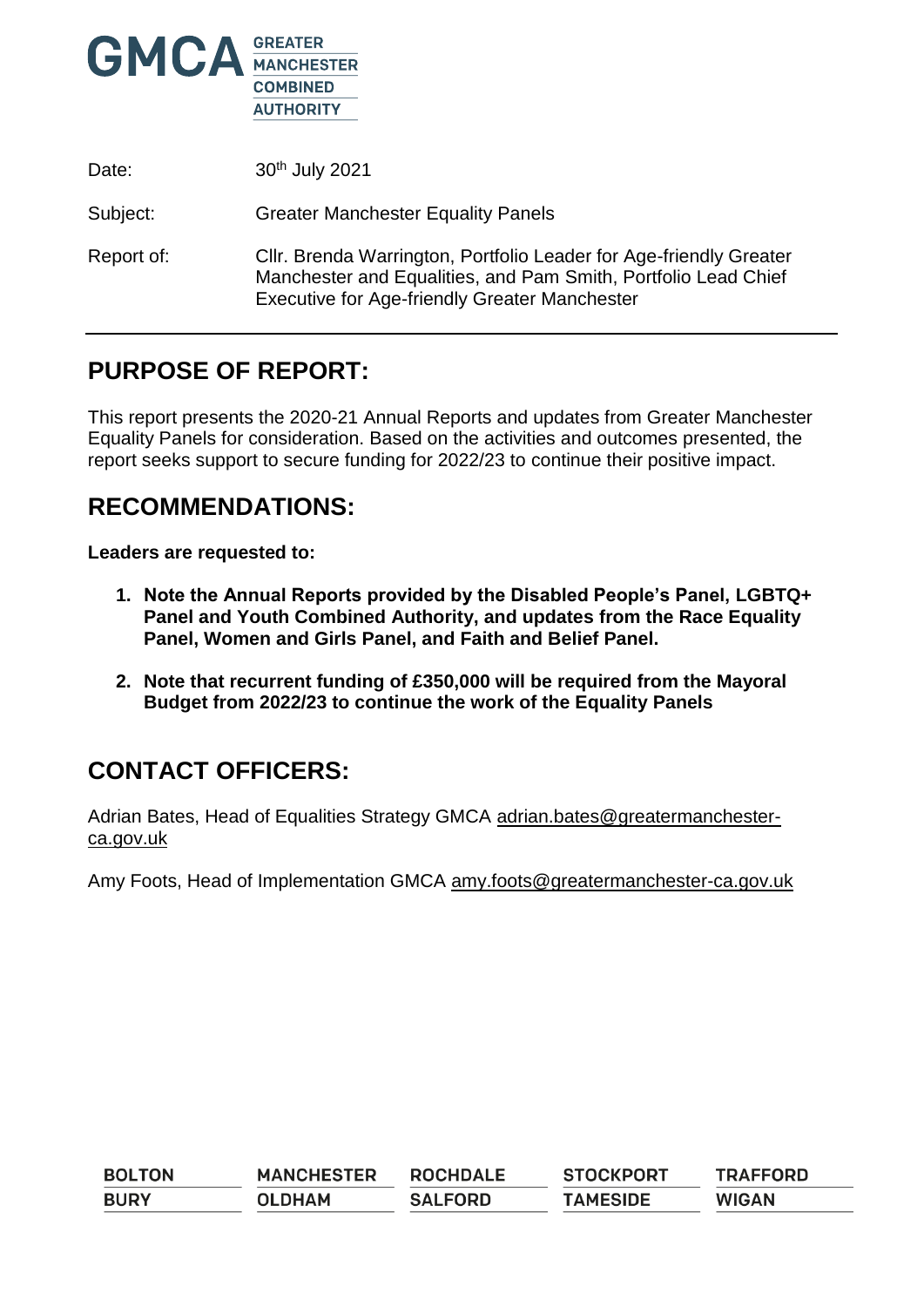GMCA GREATER MANCHESTER COMBINED AUTHORITY

| | |
|---|---|
| Date: | 30th July 2021 |
| Subject: | Greater Manchester Equality Panels |
| Report of: | Cllr. Brenda Warrington, Portfolio Leader for Age-friendly Greater Manchester and Equalities, and Pam Smith, Portfolio Lead Chief Executive for Age-friendly Greater Manchester |

## PURPOSE OF REPORT:

This report presents the 2020-21 Annual Reports and updates from Greater Manchester Equality Panels for consideration. Based on the activities and outcomes presented, the report seeks support to secure funding for 2022/23 to continue their positive impact.

## RECOMMENDATIONS:

**Leaders are requested to:**

1. **Note the Annual Reports provided by the Disabled People's Panel, LGBTQ+ Panel and Youth Combined Authority, and updates from the Race Equality Panel, Women and Girls Panel, and Faith and Belief Panel.**
2. **Note that recurrent funding of £350,000 will be required from the Mayoral Budget from 2022/23 to continue the work of the Equality Panels**

## CONTACT OFFICERS:

Adrian Bates, Head of Equalities Strategy GMCA adrian.bates@greatermanchester-ca.gov.uk

Amy Foots, Head of Implementation GMCA amy.foots@greatermanchester-ca.gov.uk

| | | | | |
|---|---|---|---|---|
| BOLTON | MANCHESTER | ROCHDALE | STOCKPORT | TRAFFORD |
| BURY | OLDHAM | SALFORD | TAMESIDE | WIGAN |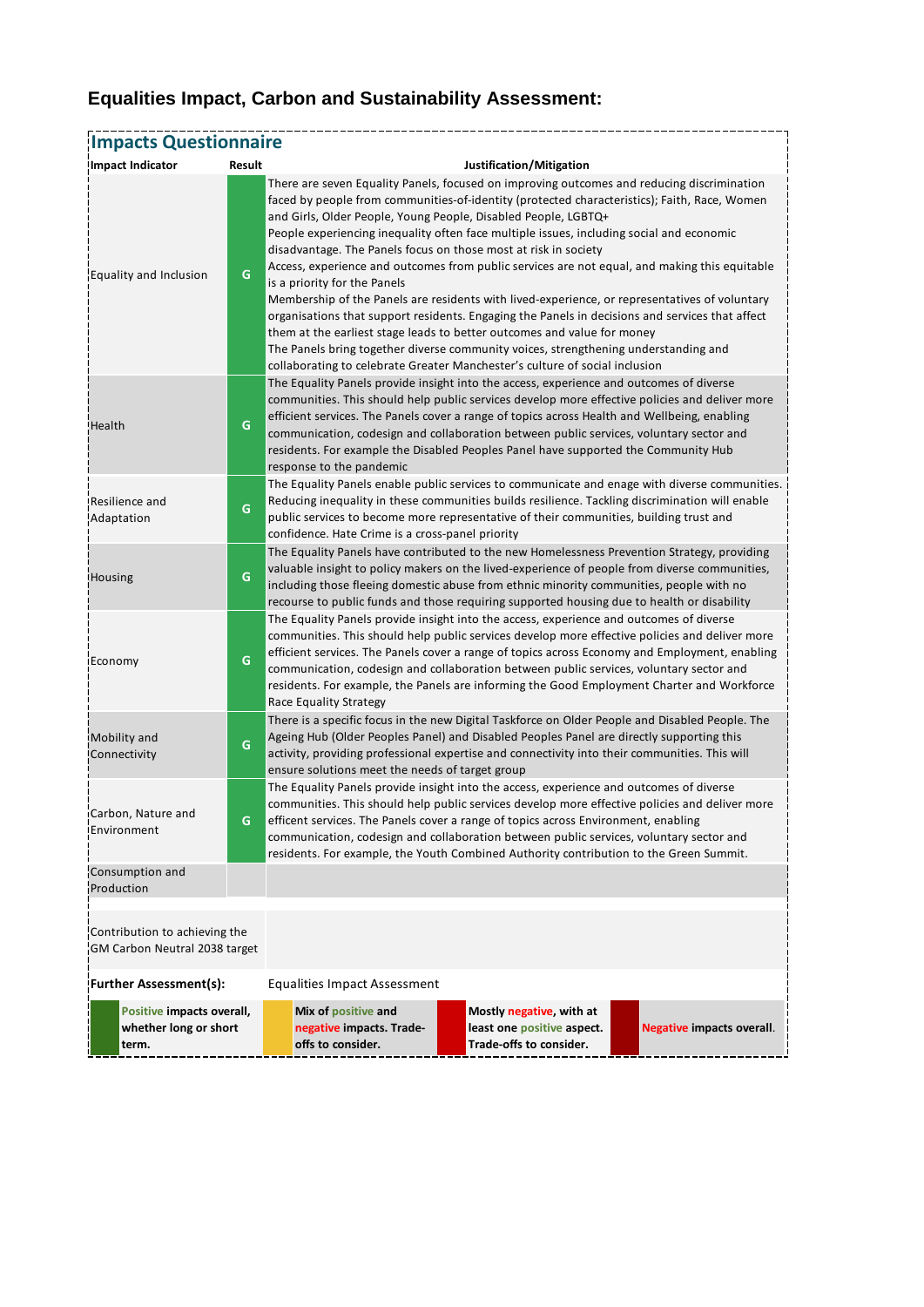# Equalities Impact, Carbon and Sustainability Assessment:

## Impacts Questionnaire

| Impact Indicator | Result | Justification/Mitigation |
|---|---|---|
| Equality and Inclusion | G | There are seven Equality Panels, focused on improving outcomes and reducing discrimination faced by people from communities-of-identity (protected characteristics); Faith, Race, Women and Girls, Older People, Young People, Disabled People, LGBTQ+<br>People experiencing inequality often face multiple issues, including social and economic disadvantage. The Panels focus on those most at risk in society<br>Access, experience and outcomes from public services are not equal, and making this equitable is a priority for the Panels<br>Membership of the Panels are residents with lived-experience, or representatives of voluntary organisations that support residents. Engaging the Panels in decisions and services that affect them at the earliest stage leads to better outcomes and value for money<br>The Panels bring together diverse community voices, strengthening understanding and collaborating to celebrate Greater Manchester's culture of social inclusion |
| Health | G | The Equality Panels provide insight into the access, experience and outcomes of diverse communities. This should help public services develop more effective policies and deliver more efficient services. The Panels cover a range of topics across Health and Wellbeing, enabling communication, codesign and collaboration between public services, voluntary sector and residents. For example the Disabled Peoples Panel have supported the Community Hub response to the pandemic |
| Resilience and Adaptation | G | The Equality Panels enable public services to communicate and enage with diverse communities. Reducing inequality in these communities builds resilience. Tackling discrimination will enable public services to become more representative of their communities, building trust and confidence. Hate Crime is a cross-panel priority |
| Housing | G | The Equality Panels have contributed to the new Homelessness Prevention Strategy, providing valuable insight to policy makers on the lived-experience of people from diverse communities, including those fleeing domestic abuse from ethnic minority communities, people with no recourse to public funds and those requiring supported housing due to health or disability |
| Economy | G | The Equality Panels provide insight into the access, experience and outcomes of diverse communities. This should help public services develop more effective policies and deliver more efficient services. The Panels cover a range of topics across Economy and Employment, enabling communication, codesign and collaboration between public services, voluntary sector and residents. For example, the Panels are informing the Good Employment Charter and Workforce Race Equality Strategy |
| Mobility and Connectivity | G | There is a specific focus in the new Digital Taskforce on Older People and Disabled People. The Ageing Hub (Older Peoples Panel) and Disabled Peoples Panel are directly supporting this activity, providing professional expertise and connectivity into their communities. This will ensure solutions meet the needs of target group |
| Carbon, Nature and Environment | G | The Equality Panels provide insight into the access, experience and outcomes of diverse communities. This should help public services develop more effective policies and deliver more efficent services. The Panels cover a range of topics across Environment, enabling communication, codesign and collaboration between public services, voluntary sector and residents. For example, the Youth Combined Authority contribution to the Green Summit. |
| Consumption and Production | | |
| Contribution to achieving the GM Carbon Neutral 2038 target | | |

**Further Assessment(s):** Equalities Impact Assessment

| | | | |
|---|---|---|---|
| **Positive impacts overall, whether long or short term.** | **Mix of positive and negative impacts. Trade-offs to consider.** | **Mostly negative, with at least one positive aspect. Trade-offs to consider.** | **Negative impacts overall.** |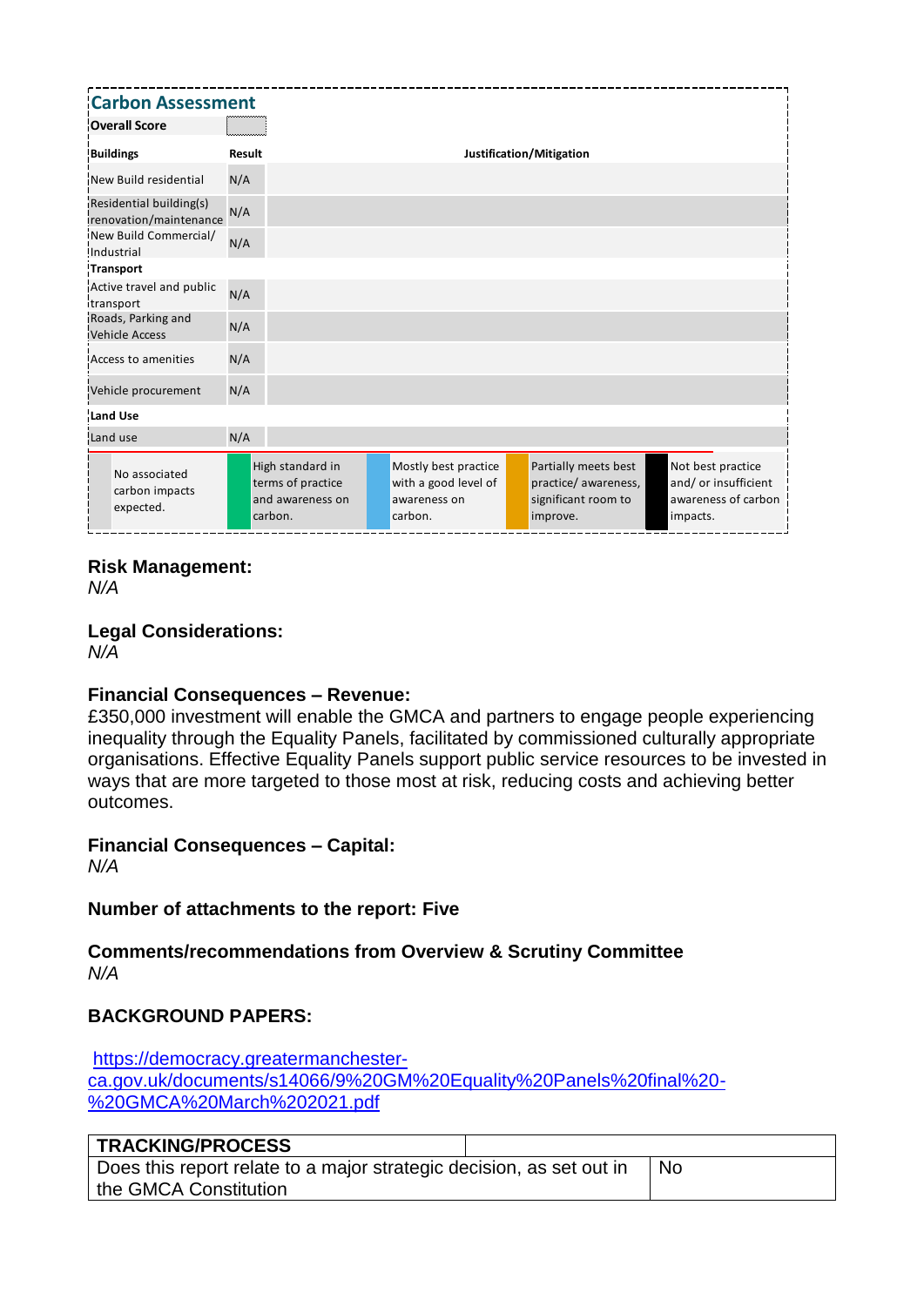## Carbon Assessment

| **Overall Score** | | |
|---|---|---|
| **Buildings** | **Result** | **Justification/Mitigation** |
| New Build residential | N/A | |
| Residential building(s) renovation/maintenance | N/A | |
| New Build Commercial/ Industrial | N/A | |
| **Transport** | | |
| Active travel and public transport | N/A | |
| Roads, Parking and Vehicle Access | N/A | |
| Access to amenities | N/A | |
| Vehicle procurement | N/A | |
| **Land Use** | | |
| Land use | N/A | |

| | | | | |
|---|---|---|---|---|
| No associated carbon impacts expected. | High standard in terms of practice and awareness on carbon. | Mostly best practice with a good level of awareness on carbon. | Partially meets best practice/ awareness, significant room to improve. | Not best practice and/ or insufficient awareness of carbon impacts. |

**Risk Management:**
*N/A*

**Legal Considerations:**
*N/A*

**Financial Consequences – Revenue:**
£350,000 investment will enable the GMCA and partners to engage people experiencing inequality through the Equality Panels, facilitated by commissioned culturally appropriate organisations. Effective Equality Panels support public service resources to be invested in ways that are more targeted to those most at risk, reducing costs and achieving better outcomes.

**Financial Consequences – Capital:**
*N/A*

**Number of attachments to the report: Five**

**Comments/recommendations from Overview & Scrutiny Committee**
*N/A*

**BACKGROUND PAPERS:**

https://democracy.greatermanchester-ca.gov.uk/documents/s14066/9%20GM%20Equality%20Panels%20final%20-%20GMCA%20March%202021.pdf

| **TRACKING/PROCESS** | |
|---|---|
| Does this report relate to a major strategic decision, as set out in the GMCA Constitution | No |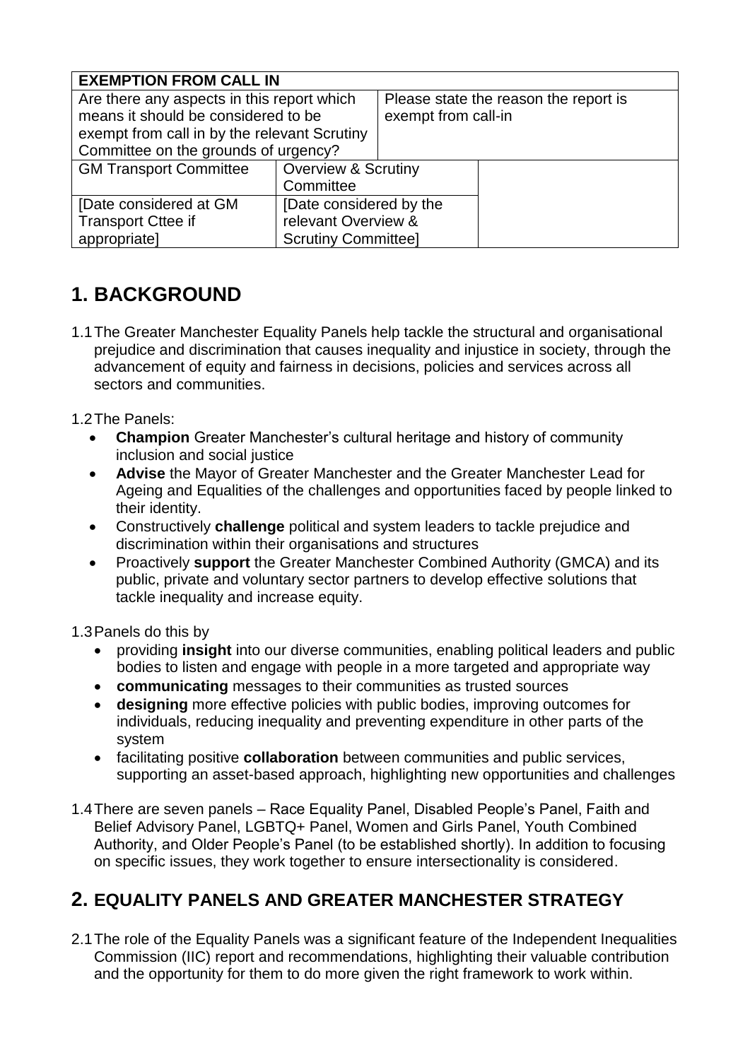| EXEMPTION FROM CALL IN | | |
|---|---|---|
| Are there any aspects in this report which means it should be considered to be exempt from call in by the relevant Scrutiny Committee on the grounds of urgency? | | Please state the reason the report is exempt from call-in |
| GM Transport Committee | Overview & Scrutiny Committee | |
| [Date considered at GM Transport Cttee if appropriate] | [Date considered by the relevant Overview & Scrutiny Committee] | |

# 1. BACKGROUND

1.1 The Greater Manchester Equality Panels help tackle the structural and organisational prejudice and discrimination that causes inequality and injustice in society, through the advancement of equity and fairness in decisions, policies and services across all sectors and communities.

1.2 The Panels:

- **Champion** Greater Manchester's cultural heritage and history of community inclusion and social justice
- **Advise** the Mayor of Greater Manchester and the Greater Manchester Lead for Ageing and Equalities of the challenges and opportunities faced by people linked to their identity.
- Constructively **challenge** political and system leaders to tackle prejudice and discrimination within their organisations and structures
- Proactively **support** the Greater Manchester Combined Authority (GMCA) and its public, private and voluntary sector partners to develop effective solutions that tackle inequality and increase equity.

1.3 Panels do this by

- providing **insight** into our diverse communities, enabling political leaders and public bodies to listen and engage with people in a more targeted and appropriate way
- **communicating** messages to their communities as trusted sources
- **designing** more effective policies with public bodies, improving outcomes for individuals, reducing inequality and preventing expenditure in other parts of the system
- facilitating positive **collaboration** between communities and public services, supporting an asset-based approach, highlighting new opportunities and challenges

1.4 There are seven panels – Race Equality Panel, Disabled People's Panel, Faith and Belief Advisory Panel, LGBTQ+ Panel, Women and Girls Panel, Youth Combined Authority, and Older People's Panel (to be established shortly). In addition to focusing on specific issues, they work together to ensure intersectionality is considered.

# 2. EQUALITY PANELS AND GREATER MANCHESTER STRATEGY

2.1 The role of the Equality Panels was a significant feature of the Independent Inequalities Commission (IIC) report and recommendations, highlighting their valuable contribution and the opportunity for them to do more given the right framework to work within.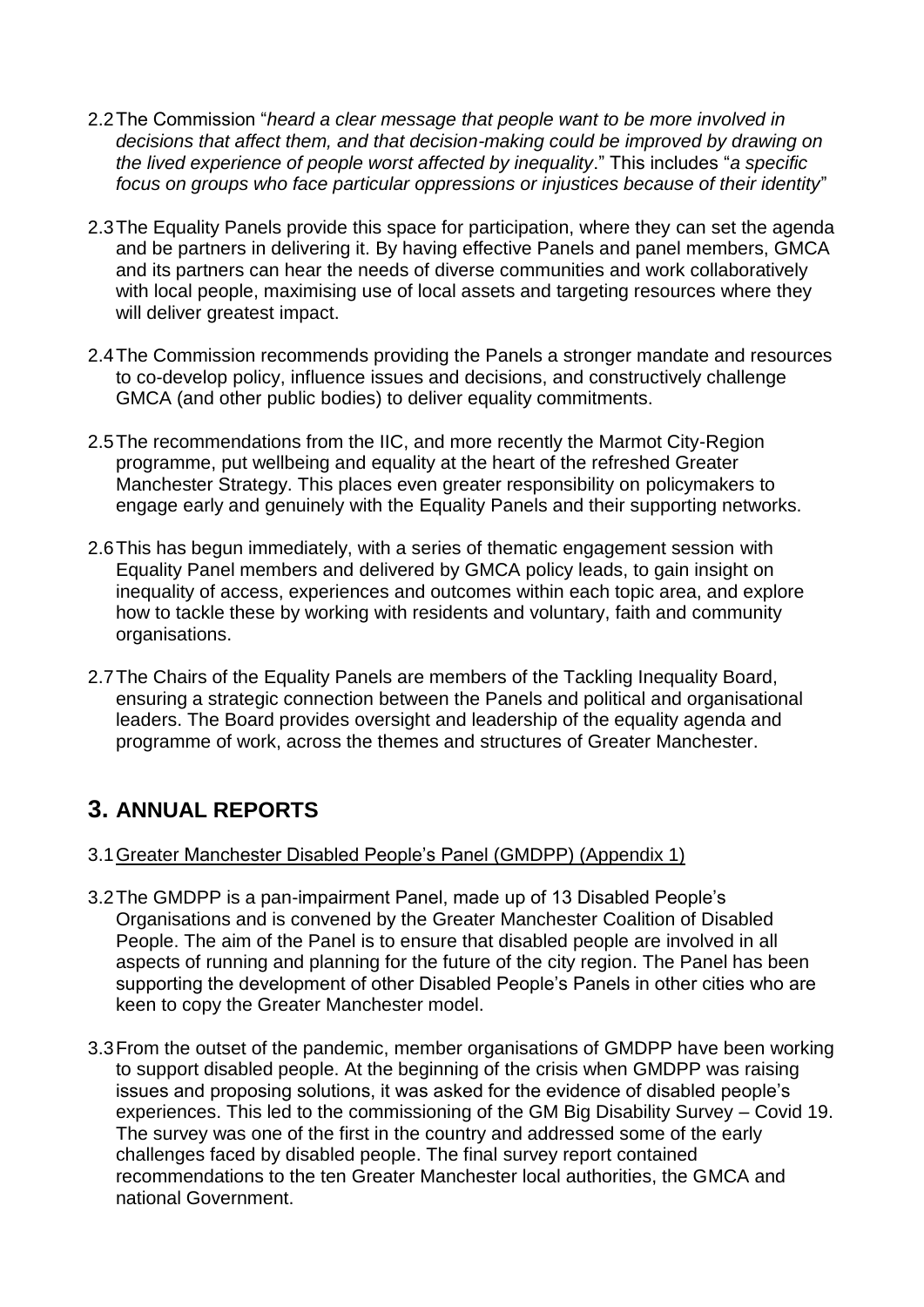2.2 The Commission "*heard a clear message that people want to be more involved in decisions that affect them, and that decision-making could be improved by drawing on the lived experience of people worst affected by inequality*." This includes "*a specific focus on groups who face particular oppressions or injustices because of their identity*"

2.3 The Equality Panels provide this space for participation, where they can set the agenda and be partners in delivering it. By having effective Panels and panel members, GMCA and its partners can hear the needs of diverse communities and work collaboratively with local people, maximising use of local assets and targeting resources where they will deliver greatest impact.

2.4 The Commission recommends providing the Panels a stronger mandate and resources to co-develop policy, influence issues and decisions, and constructively challenge GMCA (and other public bodies) to deliver equality commitments.

2.5 The recommendations from the IIC, and more recently the Marmot City-Region programme, put wellbeing and equality at the heart of the refreshed Greater Manchester Strategy. This places even greater responsibility on policymakers to engage early and genuinely with the Equality Panels and their supporting networks.

2.6 This has begun immediately, with a series of thematic engagement session with Equality Panel members and delivered by GMCA policy leads, to gain insight on inequality of access, experiences and outcomes within each topic area, and explore how to tackle these by working with residents and voluntary, faith and community organisations.

2.7 The Chairs of the Equality Panels are members of the Tackling Inequality Board, ensuring a strategic connection between the Panels and political and organisational leaders. The Board provides oversight and leadership of the equality agenda and programme of work, across the themes and structures of Greater Manchester.

## 3. ANNUAL REPORTS

3.1 Greater Manchester Disabled People's Panel (GMDPP) (Appendix 1)

3.2 The GMDPP is a pan-impairment Panel, made up of 13 Disabled People's Organisations and is convened by the Greater Manchester Coalition of Disabled People. The aim of the Panel is to ensure that disabled people are involved in all aspects of running and planning for the future of the city region. The Panel has been supporting the development of other Disabled People's Panels in other cities who are keen to copy the Greater Manchester model.

3.3 From the outset of the pandemic, member organisations of GMDPP have been working to support disabled people. At the beginning of the crisis when GMDPP was raising issues and proposing solutions, it was asked for the evidence of disabled people's experiences. This led to the commissioning of the GM Big Disability Survey – Covid 19. The survey was one of the first in the country and addressed some of the early challenges faced by disabled people. The final survey report contained recommendations to the ten Greater Manchester local authorities, the GMCA and national Government.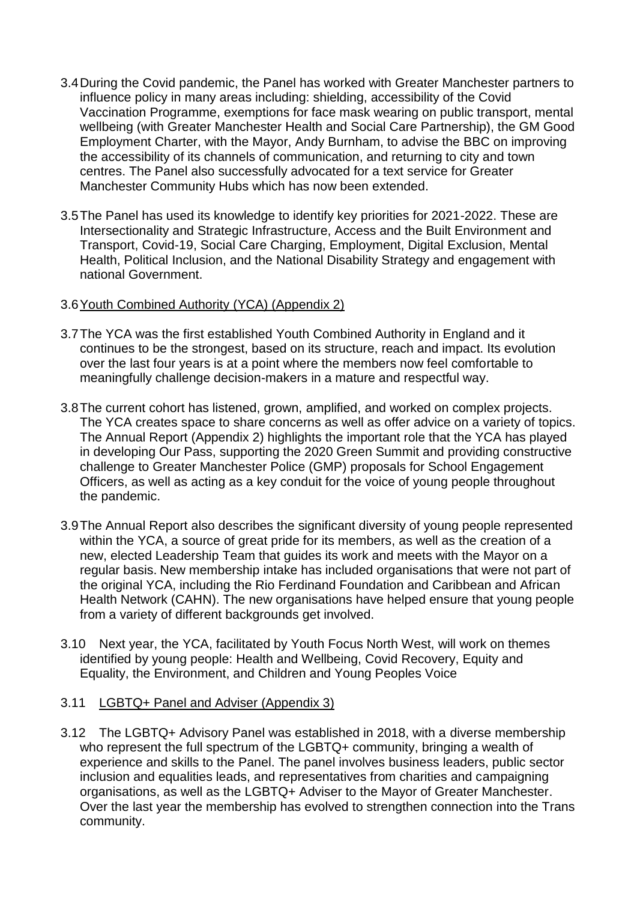3.4 During the Covid pandemic, the Panel has worked with Greater Manchester partners to influence policy in many areas including: shielding, accessibility of the Covid Vaccination Programme, exemptions for face mask wearing on public transport, mental wellbeing (with Greater Manchester Health and Social Care Partnership), the GM Good Employment Charter, with the Mayor, Andy Burnham, to advise the BBC on improving the accessibility of its channels of communication, and returning to city and town centres. The Panel also successfully advocated for a text service for Greater Manchester Community Hubs which has now been extended.

3.5 The Panel has used its knowledge to identify key priorities for 2021-2022. These are Intersectionality and Strategic Infrastructure, Access and the Built Environment and Transport, Covid-19, Social Care Charging, Employment, Digital Exclusion, Mental Health, Political Inclusion, and the National Disability Strategy and engagement with national Government.

3.6 Youth Combined Authority (YCA) (Appendix 2)

3.7 The YCA was the first established Youth Combined Authority in England and it continues to be the strongest, based on its structure, reach and impact. Its evolution over the last four years is at a point where the members now feel comfortable to meaningfully challenge decision-makers in a mature and respectful way.

3.8 The current cohort has listened, grown, amplified, and worked on complex projects. The YCA creates space to share concerns as well as offer advice on a variety of topics. The Annual Report (Appendix 2) highlights the important role that the YCA has played in developing Our Pass, supporting the 2020 Green Summit and providing constructive challenge to Greater Manchester Police (GMP) proposals for School Engagement Officers, as well as acting as a key conduit for the voice of young people throughout the pandemic.

3.9 The Annual Report also describes the significant diversity of young people represented within the YCA, a source of great pride for its members, as well as the creation of a new, elected Leadership Team that guides its work and meets with the Mayor on a regular basis. New membership intake has included organisations that were not part of the original YCA, including the Rio Ferdinand Foundation and Caribbean and African Health Network (CAHN). The new organisations have helped ensure that young people from a variety of different backgrounds get involved.

3.10 Next year, the YCA, facilitated by Youth Focus North West, will work on themes identified by young people: Health and Wellbeing, Covid Recovery, Equity and Equality, the Environment, and Children and Young Peoples Voice

3.11 LGBTQ+ Panel and Adviser (Appendix 3)

3.12 The LGBTQ+ Advisory Panel was established in 2018, with a diverse membership who represent the full spectrum of the LGBTQ+ community, bringing a wealth of experience and skills to the Panel. The panel involves business leaders, public sector inclusion and equalities leads, and representatives from charities and campaigning organisations, as well as the LGBTQ+ Adviser to the Mayor of Greater Manchester. Over the last year the membership has evolved to strengthen connection into the Trans community.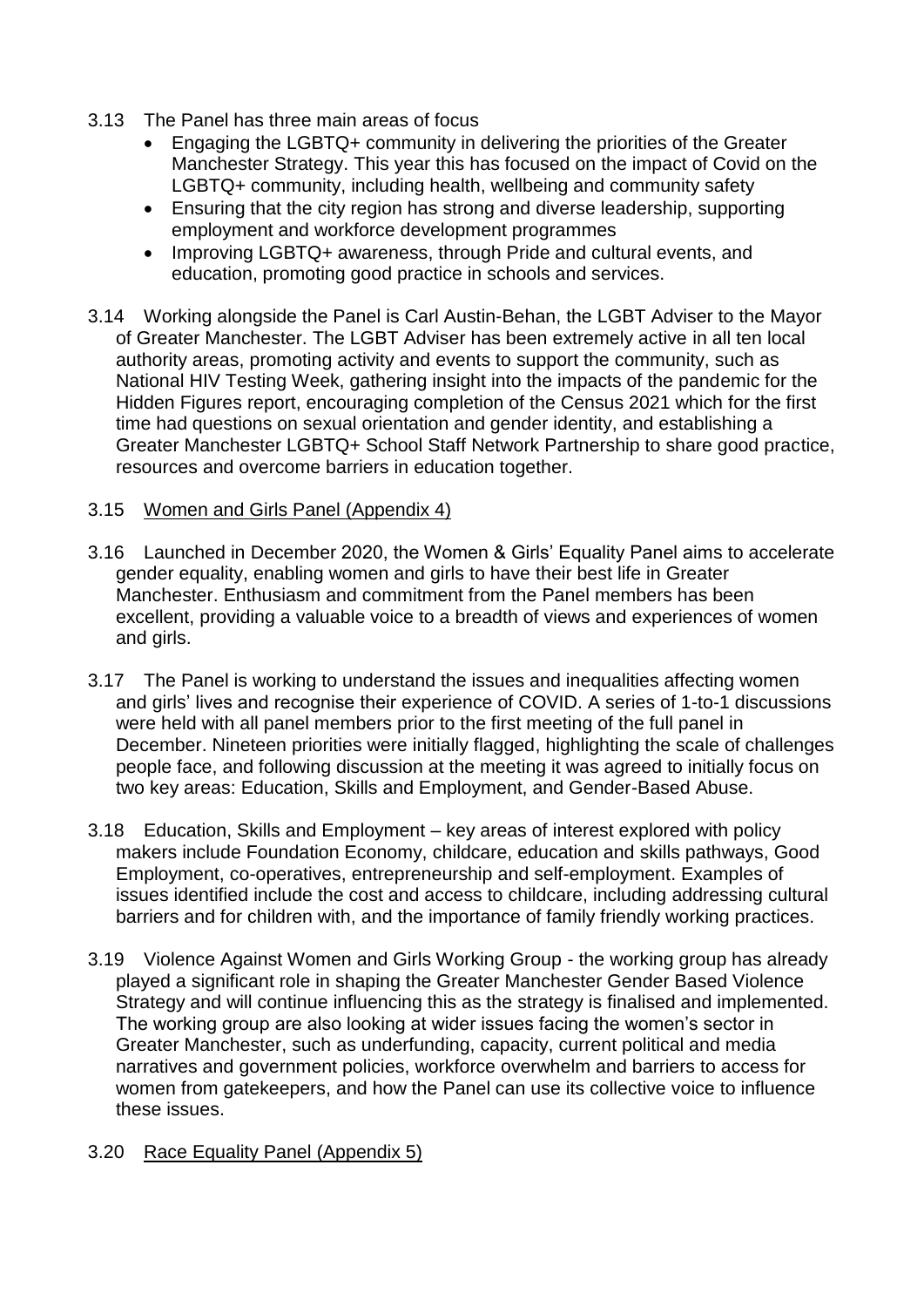3.13 The Panel has three main areas of focus

- Engaging the LGBTQ+ community in delivering the priorities of the Greater Manchester Strategy. This year this has focused on the impact of Covid on the LGBTQ+ community, including health, wellbeing and community safety
- Ensuring that the city region has strong and diverse leadership, supporting employment and workforce development programmes
- Improving LGBTQ+ awareness, through Pride and cultural events, and education, promoting good practice in schools and services.

3.14 Working alongside the Panel is Carl Austin-Behan, the LGBT Adviser to the Mayor of Greater Manchester. The LGBT Adviser has been extremely active in all ten local authority areas, promoting activity and events to support the community, such as National HIV Testing Week, gathering insight into the impacts of the pandemic for the Hidden Figures report, encouraging completion of the Census 2021 which for the first time had questions on sexual orientation and gender identity, and establishing a Greater Manchester LGBTQ+ School Staff Network Partnership to share good practice, resources and overcome barriers in education together.

3.15 <u>Women and Girls Panel (Appendix 4)</u>

3.16 Launched in December 2020, the Women & Girls' Equality Panel aims to accelerate gender equality, enabling women and girls to have their best life in Greater Manchester. Enthusiasm and commitment from the Panel members has been excellent, providing a valuable voice to a breadth of views and experiences of women and girls.

3.17 The Panel is working to understand the issues and inequalities affecting women and girls' lives and recognise their experience of COVID. A series of 1-to-1 discussions were held with all panel members prior to the first meeting of the full panel in December. Nineteen priorities were initially flagged, highlighting the scale of challenges people face, and following discussion at the meeting it was agreed to initially focus on two key areas: Education, Skills and Employment, and Gender-Based Abuse.

3.18 Education, Skills and Employment – key areas of interest explored with policy makers include Foundation Economy, childcare, education and skills pathways, Good Employment, co-operatives, entrepreneurship and self-employment. Examples of issues identified include the cost and access to childcare, including addressing cultural barriers and for children with, and the importance of family friendly working practices.

3.19 Violence Against Women and Girls Working Group - the working group has already played a significant role in shaping the Greater Manchester Gender Based Violence Strategy and will continue influencing this as the strategy is finalised and implemented. The working group are also looking at wider issues facing the women's sector in Greater Manchester, such as underfunding, capacity, current political and media narratives and government policies, workforce overwhelm and barriers to access for women from gatekeepers, and how the Panel can use its collective voice to influence these issues.

3.20 <u>Race Equality Panel (Appendix 5)</u>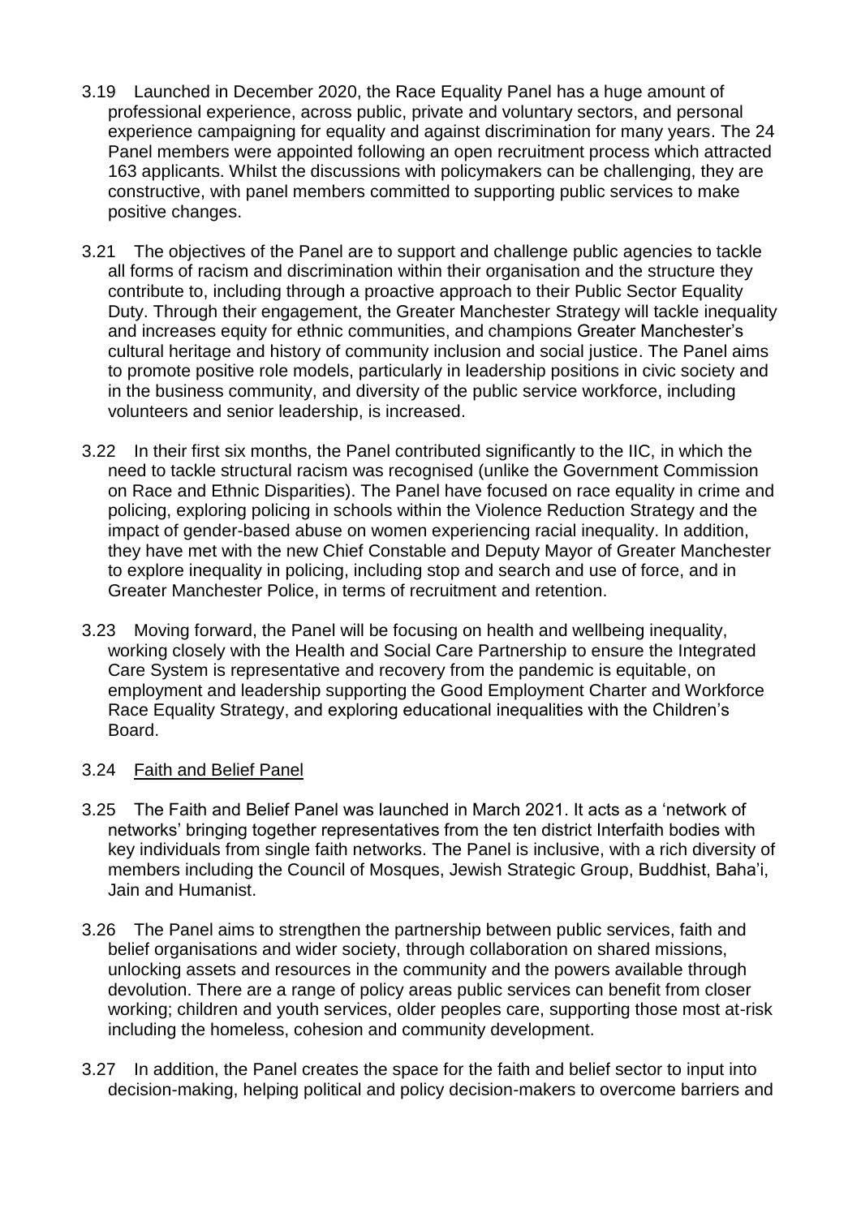3.19 Launched in December 2020, the Race Equality Panel has a huge amount of professional experience, across public, private and voluntary sectors, and personal experience campaigning for equality and against discrimination for many years. The 24 Panel members were appointed following an open recruitment process which attracted 163 applicants. Whilst the discussions with policymakers can be challenging, they are constructive, with panel members committed to supporting public services to make positive changes.

3.21 The objectives of the Panel are to support and challenge public agencies to tackle all forms of racism and discrimination within their organisation and the structure they contribute to, including through a proactive approach to their Public Sector Equality Duty. Through their engagement, the Greater Manchester Strategy will tackle inequality and increases equity for ethnic communities, and champions Greater Manchester's cultural heritage and history of community inclusion and social justice. The Panel aims to promote positive role models, particularly in leadership positions in civic society and in the business community, and diversity of the public service workforce, including volunteers and senior leadership, is increased.

3.22 In their first six months, the Panel contributed significantly to the IIC, in which the need to tackle structural racism was recognised (unlike the Government Commission on Race and Ethnic Disparities). The Panel have focused on race equality in crime and policing, exploring policing in schools within the Violence Reduction Strategy and the impact of gender-based abuse on women experiencing racial inequality. In addition, they have met with the new Chief Constable and Deputy Mayor of Greater Manchester to explore inequality in policing, including stop and search and use of force, and in Greater Manchester Police, in terms of recruitment and retention.

3.23 Moving forward, the Panel will be focusing on health and wellbeing inequality, working closely with the Health and Social Care Partnership to ensure the Integrated Care System is representative and recovery from the pandemic is equitable, on employment and leadership supporting the Good Employment Charter and Workforce Race Equality Strategy, and exploring educational inequalities with the Children's Board.

3.24 <u>Faith and Belief Panel</u>

3.25 The Faith and Belief Panel was launched in March 2021. It acts as a 'network of networks' bringing together representatives from the ten district Interfaith bodies with key individuals from single faith networks. The Panel is inclusive, with a rich diversity of members including the Council of Mosques, Jewish Strategic Group, Buddhist, Baha'i, Jain and Humanist.

3.26 The Panel aims to strengthen the partnership between public services, faith and belief organisations and wider society, through collaboration on shared missions, unlocking assets and resources in the community and the powers available through devolution. There are a range of policy areas public services can benefit from closer working; children and youth services, older peoples care, supporting those most at-risk including the homeless, cohesion and community development.

3.27 In addition, the Panel creates the space for the faith and belief sector to input into decision-making, helping political and policy decision-makers to overcome barriers and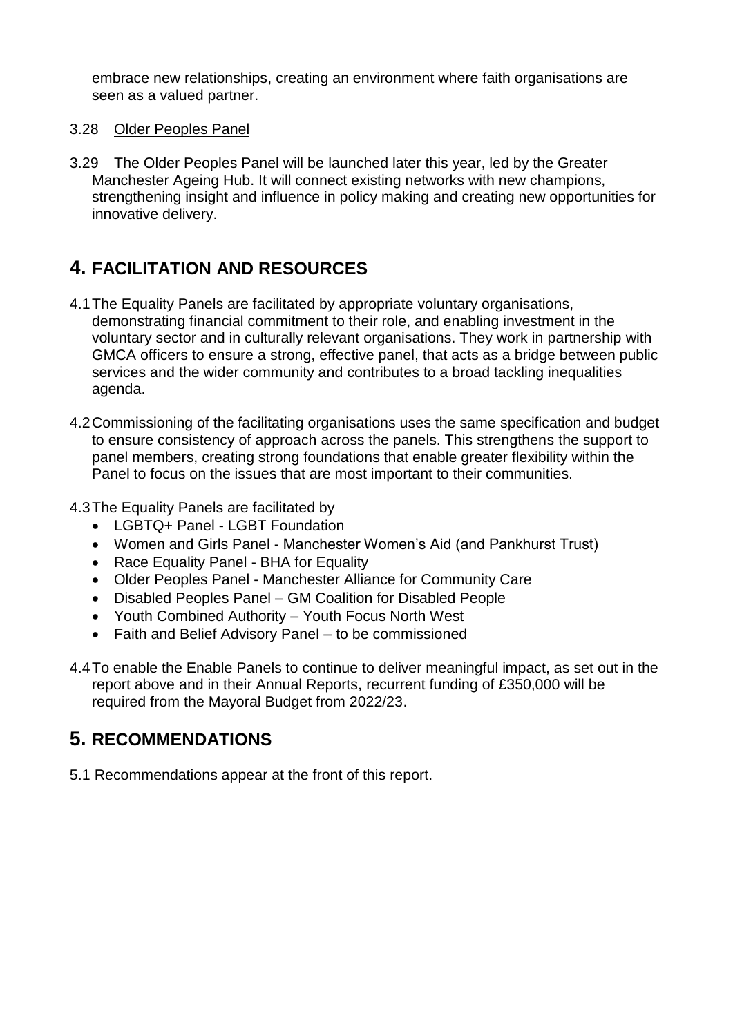embrace new relationships, creating an environment where faith organisations are seen as a valued partner.

3.28 Older Peoples Panel

3.29 The Older Peoples Panel will be launched later this year, led by the Greater Manchester Ageing Hub. It will connect existing networks with new champions, strengthening insight and influence in policy making and creating new opportunities for innovative delivery.

# 4. FACILITATION AND RESOURCES

4.1 The Equality Panels are facilitated by appropriate voluntary organisations, demonstrating financial commitment to their role, and enabling investment in the voluntary sector and in culturally relevant organisations. They work in partnership with GMCA officers to ensure a strong, effective panel, that acts as a bridge between public services and the wider community and contributes to a broad tackling inequalities agenda.

4.2 Commissioning of the facilitating organisations uses the same specification and budget to ensure consistency of approach across the panels. This strengthens the support to panel members, creating strong foundations that enable greater flexibility within the Panel to focus on the issues that are most important to their communities.

4.3 The Equality Panels are facilitated by

- LGBTQ+ Panel - LGBT Foundation
- Women and Girls Panel - Manchester Women's Aid (and Pankhurst Trust)
- Race Equality Panel - BHA for Equality
- Older Peoples Panel - Manchester Alliance for Community Care
- Disabled Peoples Panel – GM Coalition for Disabled People
- Youth Combined Authority – Youth Focus North West
- Faith and Belief Advisory Panel – to be commissioned

4.4 To enable the Enable Panels to continue to deliver meaningful impact, as set out in the report above and in their Annual Reports, recurrent funding of £350,000 will be required from the Mayoral Budget from 2022/23.

# 5. RECOMMENDATIONS

5.1 Recommendations appear at the front of this report.